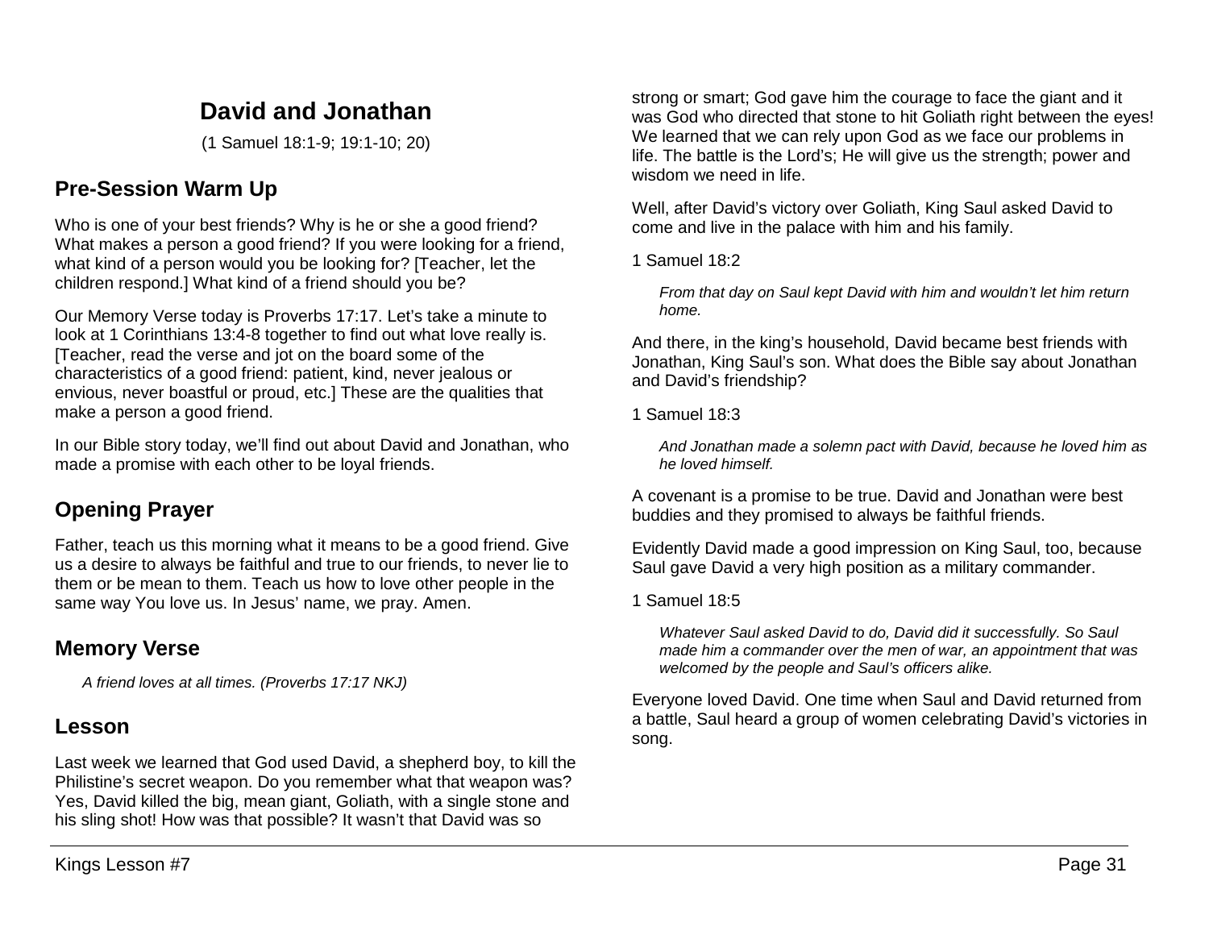# David and Jonathan

(1 Samuel 18:1-9; 19:1-10; 20)

## Pre-Session Warm Up

Who is one of your best friends? Why is he or she a good friend? What makes a person a good friend? If you were looking for a friend, what kind of a person would you be looking for? [Teacher, let the children respond.] What kind of a friend should you be?

Our Memory Verse today is Proverbs 17:17. Let's take a minute to look at 1 Corinthians 13:4-8 together to find out what love really is. [Teacher, read the verse and jot on the board some of the characteristics of a good friend: patient, kind, never jealous or envious, never boastful or proud, etc.] These are the qualities that make a person a good friend.

In our Bible story today, we'll find out about David and Jonathan, who made a promise with each other to be loyal friends.

## Opening Prayer

Father, teach us this morning what it means to be a good friend. Give us a desire to always be faithful and true to our friends, to never lie to them or be mean to them. Teach us how to love other people in the same way You love us. In Jesus' name, we pray. Amen.

## Memory Verse

> *A friend loves at all times. (Proverbs 17:17 NKJ)*

## Lesson

Last week we learned that God used David, a shepherd boy, to kill the Philistine's secret weapon. Do you remember what that weapon was? Yes, David killed the big, mean giant, Goliath, with a single stone and his sling shot! How was that possible? It wasn't that David was so strong or smart; God gave him the courage to face the giant and it was God who directed that stone to hit Goliath right between the eyes! We learned that we can rely upon God as we face our problems in life. The battle is the Lord's; He will give us the strength; power and wisdom we need in life.

Well, after David's victory over Goliath, King Saul asked David to come and live in the palace with him and his family.

1 Samuel 18:2

> *From that day on Saul kept David with him and wouldn't let him return home.*

And there, in the king's household, David became best friends with Jonathan, King Saul's son. What does the Bible say about Jonathan and David's friendship?

1 Samuel 18:3

> *And Jonathan made a solemn pact with David, because he loved him as he loved himself.*

A covenant is a promise to be true. David and Jonathan were best buddies and they promised to always be faithful friends.

Evidently David made a good impression on King Saul, too, because Saul gave David a very high position as a military commander.

1 Samuel 18:5

> *Whatever Saul asked David to do, David did it successfully. So Saul made him a commander over the men of war, an appointment that was welcomed by the people and Saul's officers alike.*

Everyone loved David. One time when Saul and David returned from a battle, Saul heard a group of women celebrating David's victories in song.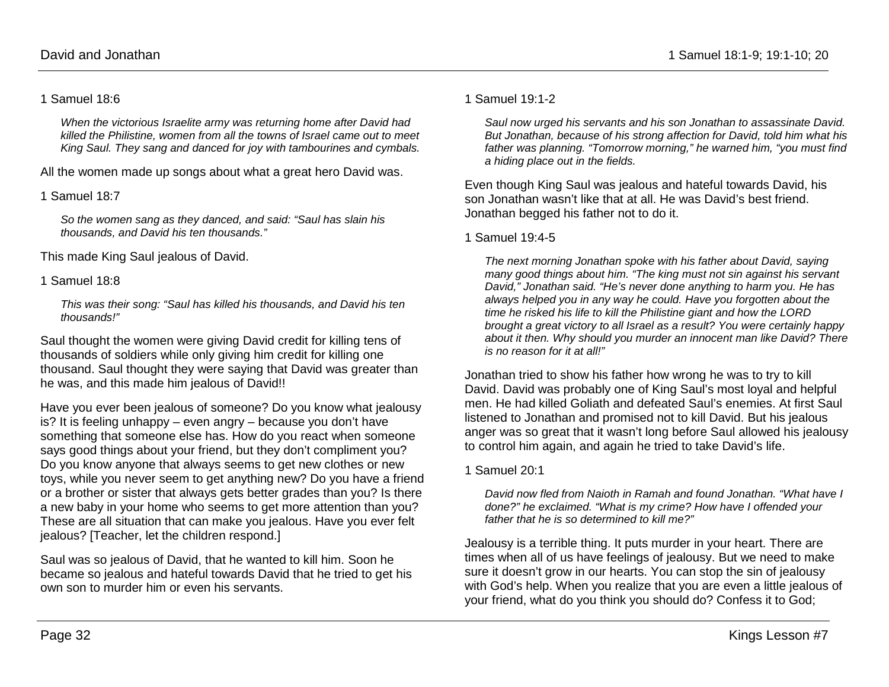1 Samuel 18:6

> *When the victorious Israelite army was returning home after David had killed the Philistine, women from all the towns of Israel came out to meet King Saul. They sang and danced for joy with tambourines and cymbals.*

All the women made up songs about what a great hero David was.

1 Samuel 18:7

> *So the women sang as they danced, and said: "Saul has slain his thousands, and David his ten thousands."*

This made King Saul jealous of David.

1 Samuel 18:8

> *This was their song: "Saul has killed his thousands, and David his ten thousands!"*

Saul thought the women were giving David credit for killing tens of thousands of soldiers while only giving him credit for killing one thousand. Saul thought they were saying that David was greater than he was, and this made him jealous of David!!

Have you ever been jealous of someone? Do you know what jealousy is? It is feeling unhappy – even angry – because you don't have something that someone else has. How do you react when someone says good things about your friend, but they don't compliment you? Do you know anyone that always seems to get new clothes or new toys, while you never seem to get anything new? Do you have a friend or a brother or sister that always gets better grades than you? Is there a new baby in your home who seems to get more attention than you? These are all situation that can make you jealous. Have you ever felt jealous? [Teacher, let the children respond.]

Saul was so jealous of David, that he wanted to kill him. Soon he became so jealous and hateful towards David that he tried to get his own son to murder him or even his servants.

1 Samuel 19:1-2

> *Saul now urged his servants and his son Jonathan to assassinate David. But Jonathan, because of his strong affection for David, told him what his father was planning. "Tomorrow morning," he warned him, "you must find a hiding place out in the fields.*

Even though King Saul was jealous and hateful towards David, his son Jonathan wasn't like that at all. He was David's best friend. Jonathan begged his father not to do it.

1 Samuel 19:4-5

> *The next morning Jonathan spoke with his father about David, saying many good things about him. "The king must not sin against his servant David," Jonathan said. "He's never done anything to harm you. He has always helped you in any way he could. Have you forgotten about the time he risked his life to kill the Philistine giant and how the LORD brought a great victory to all Israel as a result? You were certainly happy about it then. Why should you murder an innocent man like David? There is no reason for it at all!"*

Jonathan tried to show his father how wrong he was to try to kill David. David was probably one of King Saul's most loyal and helpful men. He had killed Goliath and defeated Saul's enemies. At first Saul listened to Jonathan and promised not to kill David. But his jealous anger was so great that it wasn't long before Saul allowed his jealousy to control him again, and again he tried to take David's life.

1 Samuel 20:1

> *David now fled from Naioth in Ramah and found Jonathan. "What have I done?" he exclaimed. "What is my crime? How have I offended your father that he is so determined to kill me?"*

Jealousy is a terrible thing. It puts murder in your heart. There are times when all of us have feelings of jealousy. But we need to make sure it doesn't grow in our hearts. You can stop the sin of jealousy with God's help. When you realize that you are even a little jealous of your friend, what do you think you should do? Confess it to God;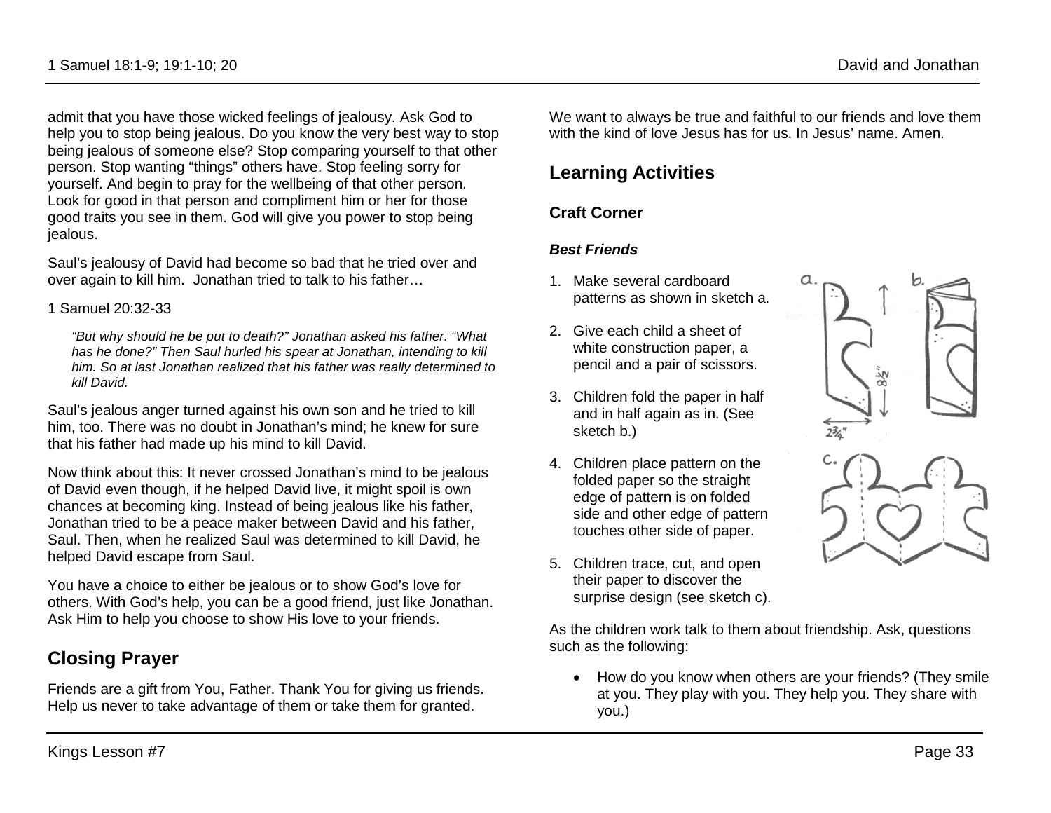admit that you have those wicked feelings of jealousy. Ask God to help you to stop being jealous. Do you know the very best way to stop being jealous of someone else? Stop comparing yourself to that other person. Stop wanting "things" others have. Stop feeling sorry for yourself. And begin to pray for the wellbeing of that other person. Look for good in that person and compliment him or her for those good traits you see in them. God will give you power to stop being jealous.

Saul's jealousy of David had become so bad that he tried over and over again to kill him. Jonathan tried to talk to his father…

1 Samuel 20:32-33

> *"But why should he be put to death?" Jonathan asked his father. "What has he done?" Then Saul hurled his spear at Jonathan, intending to kill him. So at last Jonathan realized that his father was really determined to kill David.*

Saul's jealous anger turned against his own son and he tried to kill him, too. There was no doubt in Jonathan's mind; he knew for sure that his father had made up his mind to kill David.

Now think about this: It never crossed Jonathan's mind to be jealous of David even though, if he helped David live, it might spoil is own chances at becoming king. Instead of being jealous like his father, Jonathan tried to be a peace maker between David and his father, Saul. Then, when he realized Saul was determined to kill David, he helped David escape from Saul.

You have a choice to either be jealous or to show God's love for others. With God's help, you can be a good friend, just like Jonathan. Ask Him to help you choose to show His love to your friends.

## Closing Prayer

Friends are a gift from You, Father. Thank You for giving us friends. Help us never to take advantage of them or take them for granted. We want to always be true and faithful to our friends and love them with the kind of love Jesus has for us. In Jesus' name. Amen.

## Learning Activities

### Craft Corner

#### *Best Friends*

1. Make several cardboard patterns as shown in sketch a.
2. Give each child a sheet of white construction paper, a pencil and a pair of scissors.
3. Children fold the paper in half and in half again as in. (See sketch b.)
4. Children place pattern on the folded paper so the straight edge of pattern is on folded side and other edge of pattern touches other side of paper.
5. Children trace, cut, and open their paper to discover the surprise design (see sketch c).

As the children work talk to them about friendship. Ask, questions such as the following:

- How do you know when others are your friends? (They smile at you. They play with you. They help you. They share with you.)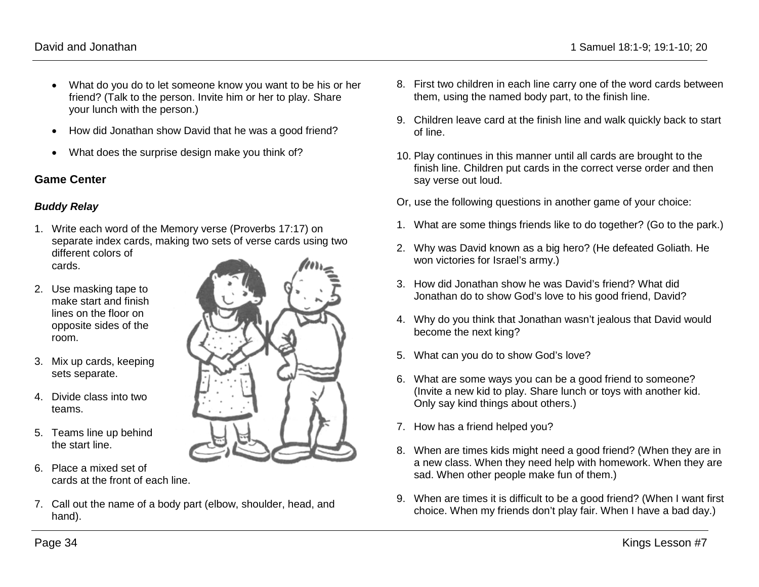- What do you do to let someone know you want to be his or her friend? (Talk to the person. Invite him or her to play. Share your lunch with the person.)
- How did Jonathan show David that he was a good friend?
- What does the surprise design make you think of?

### Game Center

#### *Buddy Relay*

1. Write each word of the Memory verse (Proverbs 17:17) on separate index cards, making two sets of verse cards using two different colors of cards.
2. Use masking tape to make start and finish lines on the floor on opposite sides of the room.
3. Mix up cards, keeping sets separate.
4. Divide class into two teams.
5. Teams line up behind the start line.
6. Place a mixed set of cards at the front of each line.
7. Call out the name of a body part (elbow, shoulder, head, and hand).
8. First two children in each line carry one of the word cards between them, using the named body part, to the finish line.
9. Children leave card at the finish line and walk quickly back to start of line.
10. Play continues in this manner until all cards are brought to the finish line. Children put cards in the correct verse order and then say verse out loud.

Or, use the following questions in another game of your choice:

1. What are some things friends like to do together? (Go to the park.)
2. Why was David known as a big hero? (He defeated Goliath. He won victories for Israel's army.)
3. How did Jonathan show he was David's friend? What did Jonathan do to show God's love to his good friend, David?
4. Why do you think that Jonathan wasn't jealous that David would become the next king?
5. What can you do to show God's love?
6. What are some ways you can be a good friend to someone? (Invite a new kid to play. Share lunch or toys with another kid. Only say kind things about others.)
7. How has a friend helped you?
8. When are times kids might need a good friend? (When they are in a new class. When they need help with homework. When they are sad. When other people make fun of them.)
9. When are times it is difficult to be a good friend? (When I want first choice. When my friends don't play fair. When I have a bad day.)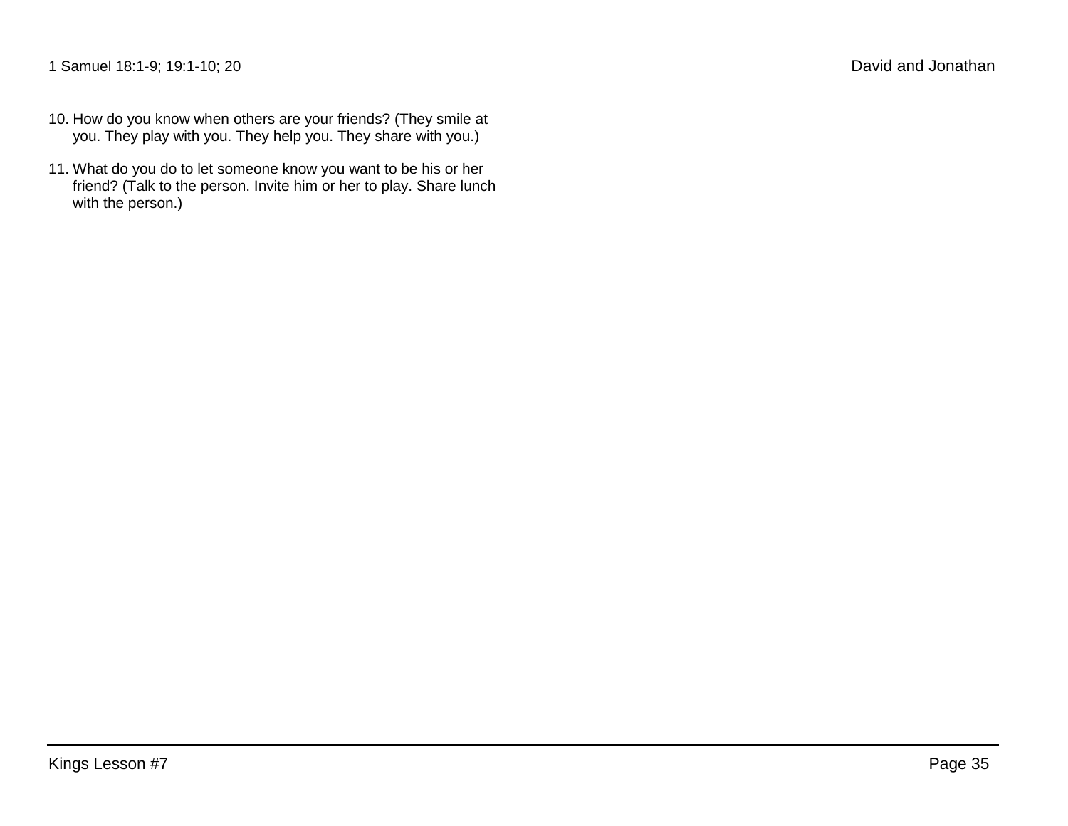10. How do you know when others are your friends? (They smile at you. They play with you. They help you. They share with you.)

11. What do you do to let someone know you want to be his or her friend? (Talk to the person. Invite him or her to play. Share lunch with the person.)